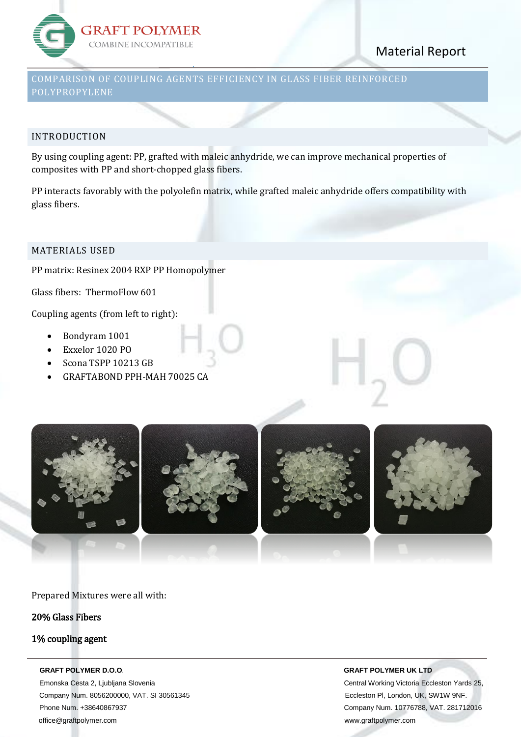# Material Report

## COMPARISON OF COUPLING AGENTS EFFICIENCY IN GLASS FIBER REINFORCED POLYPROPYLENE

### INTRODUCTION

By using coupling agent: PP, grafted with maleic anhydride, we can improve mechanical properties of composites with PP and short-chopped glass fibers.

PP interacts favorably with the polyolefin matrix, while grafted maleic anhydride offers compatibility with glass fibers.

### MATERIALS USED

PP matrix: Resinex 2004 RXP PP Homopolymer

Glass fibers: ThermoFlow 601

Coupling agents (from left to right):

- Bondyram 1001
- Exxelor 1020 PO
- Scona TSPP 10213 GB
- GRAFTABOND PPH-MAH 70025 CA

Prepared Mixtures were all with:

**20% Glass Fibers**

**1% coupling agent**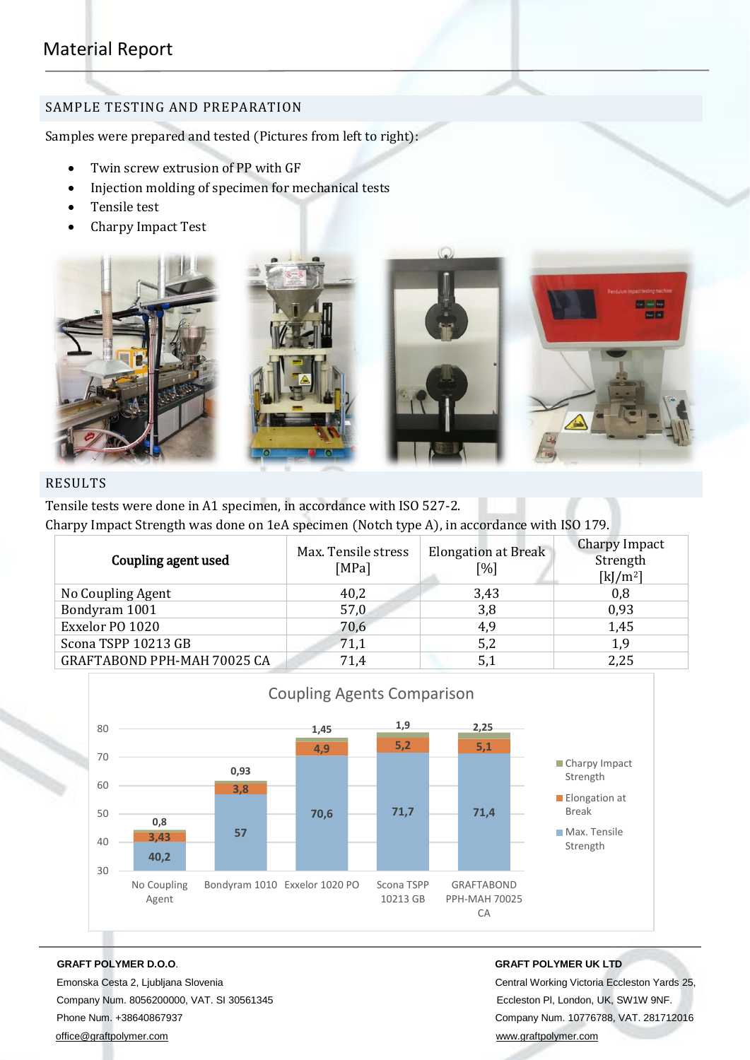# Material Report

## SAMPLE TESTING AND PREPARATION

Samples were prepared and tested (Pictures from left to right):

- Twin screw extrusion of PP with GF
- Injection molding of specimen for mechanical tests
- Tensile test
- Charpy Impact Test

## RESULTS

Tensile tests were done in A1 specimen, in accordance with ISO 527-2.
Charpy Impact Strength was done on 1eA specimen (Notch type A), in accordance with ISO 179.

| **Coupling agent used** | Max. Tensile stress [MPa] | Elongation at Break [%] | Charpy Impact Strength [kJ/m$^2$] |
|---|---|---|---|
| No Coupling Agent | 40,2 | 3,43 | 0,8 |
| Bondyram 1001 | 57,0 | 3,8 | 0,93 |
| Exxelor PO 1020 | 70,6 | 4,9 | 1,45 |
| Scona TSPP 10213 GB | 71,1 | 5,2 | 1,9 |
| GRAFTABOND PPH-MAH 70025 CA | 71,4 | 5,1 | 2,25 |

Coupling Agents Comparison

80
70
60
50
40
30

No Coupling Agent: 40,2 / 3,43 / 0,8
Bondyram 1010: 57 / 3,8 / 0,93
Exxelor 1020 PO: 70,6 / 4,9 / 1,45
Scona TSPP 10213 GB: 71,7 / 5,2 / 1,9
GRAFTABOND PPH-MAH 70025 CA: 71,4 / 5,1 / 2,25

Charpy Impact Strength
Elongation at Break
Max. Tensile Strength

**GRAFT POLYMER D.O.O.**
Emonska Cesta 2, Ljubljana Slovenia
Company Num. 8056200000, VAT. SI 30561345
Phone Num. +38640867937
office@graftpolymer.com

**GRAFT POLYMER UK LTD**
Central Working Victoria Eccleston Yards 25, Eccleston Pl, London, UK, SW1W 9NF.
Company Num. 10776788, VAT. 281712016
www.graftpolymer.com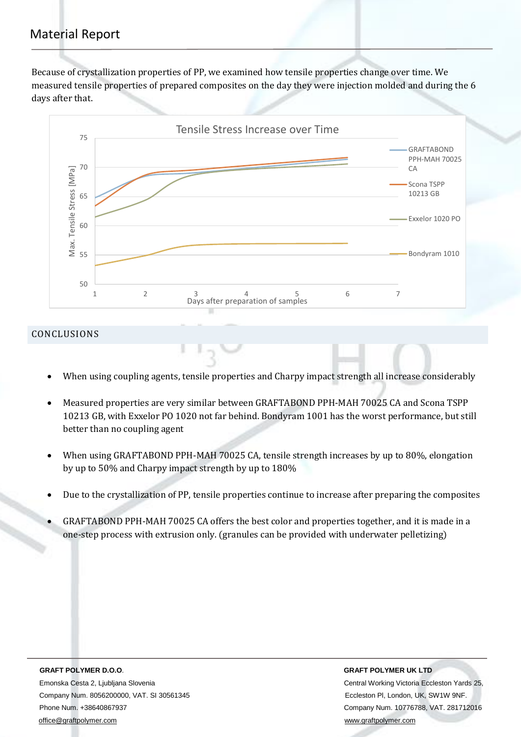## Material Report

Because of crystallization properties of PP, we examined how tensile properties change over time. We measured tensile properties of prepared composites on the day they were injection molded and during the 6 days after that.

Tensile Stress Increase over Time

Max. Tensile Stress [MPa]

75
70
65
60
55
50

1 2 3 4 5 6 7

Days after preparation of samples

GRAFTABOND PPH-MAH 70025 CA
Scona TSPP 10213 GB
Exxelor 1020 PO
Bondyram 1010

## CONCLUSIONS

- When using coupling agents, tensile properties and Charpy impact strength all increase considerably
- Measured properties are very similar between GRAFTABOND PPH-MAH 70025 CA and Scona TSPP 10213 GB, with Exxelor PO 1020 not far behind. Bondyram 1001 has the worst performance, but still better than no coupling agent
- When using GRAFTABOND PPH-MAH 70025 CA, tensile strength increases by up to 80%, elongation by up to 50% and Charpy impact strength by up to 180%
- Due to the crystallization of PP, tensile properties continue to increase after preparing the composites
- GRAFTABOND PPH-MAH 70025 CA offers the best color and properties together, and it is made in a one-step process with extrusion only. (granules can be provided with underwater pelletizing)

**GRAFT POLYMER D.O.O.**
Emonska Cesta 2, Ljubljana Slovenia
Company Num. 8056200000, VAT. SI 30561345
Phone Num. +38640867937
office@graftpolymer.com

**GRAFT POLYMER UK LTD**
Central Working Victoria Eccleston Yards 25,
Eccleston Pl, London, UK, SW1W 9NF.
Company Num. 10776788, VAT. 281712016
www.graftpolymer.com